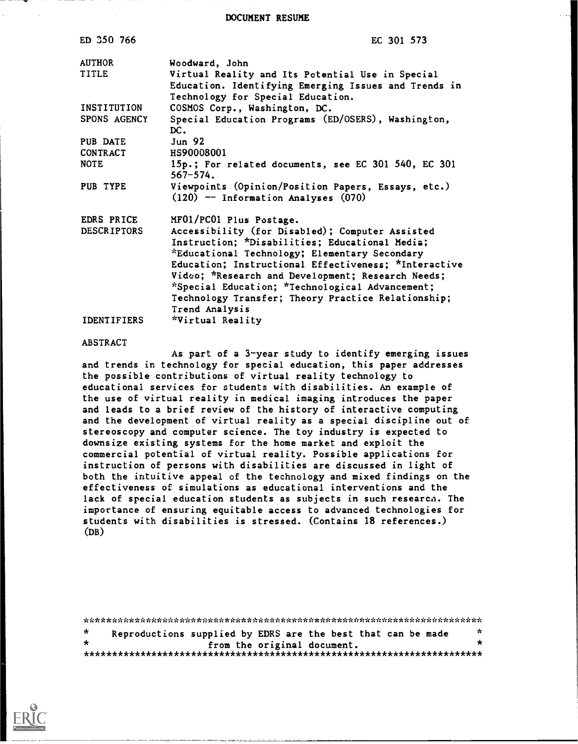# DOCUMENT RESUME

ED 350 766 EC 301 573

| | |
|---|---|
| AUTHOR | Woodward, John |
| TITLE | Virtual Reality and Its Potential Use in Special Education. Identifying Emerging Issues and Trends in Technology for Special Education. |
| INSTITUTION | COSMOS Corp., Washington, DC. |
| SPONS AGENCY | Special Education Programs (ED/OSERS), Washington, DC. |
| PUB DATE | Jun 92 |
| CONTRACT | HS90008001 |
| NOTE | 15p.; For related documents, see EC 301 540, EC 301 567-574. |
| PUB TYPE | Viewpoints (Opinion/Position Papers, Essays, etc.) (120) -- Information Analyses (070) |
| EDRS PRICE | MF01/PC01 Plus Postage. |
| DESCRIPTORS | Accessibility (for Disabled); Computer Assisted Instruction; *Disabilities; Educational Media; *Educational Technology; Elementary Secondary Education; Instructional Effectiveness; *Interactive Video; *Research and Development; Research Needs; *Special Education; *Technological Advancement; Technology Transfer; Theory Practice Relationship; Trend Analysis |
| IDENTIFIERS | *Virtual Reality |

## ABSTRACT

As part of a 3-year study to identify emerging issues and trends in technology for special education, this paper addresses the possible contributions of virtual reality technology to educational services for students with disabilities. An example of the use of virtual reality in medical imaging introduces the paper and leads to a brief review of the history of interactive computing and the development of virtual reality as a special discipline out of stereoscopy and computer science. The toy industry is expected to downsize existing systems for the home market and exploit the commercial potential of virtual reality. Possible applications for instruction of persons with disabilities are discussed in light of both the intuitive appeal of the technology and mixed findings on the effectiveness of simulations as educational interventions and the lack of special education students as subjects in such research. The importance of ensuring equitable access to advanced technologies for students with disabilities is stressed. (Contains 18 references.) (DB)

***********************************************************************
* Reproductions supplied by EDRS are the best that can be made *
* from the original document. *
***********************************************************************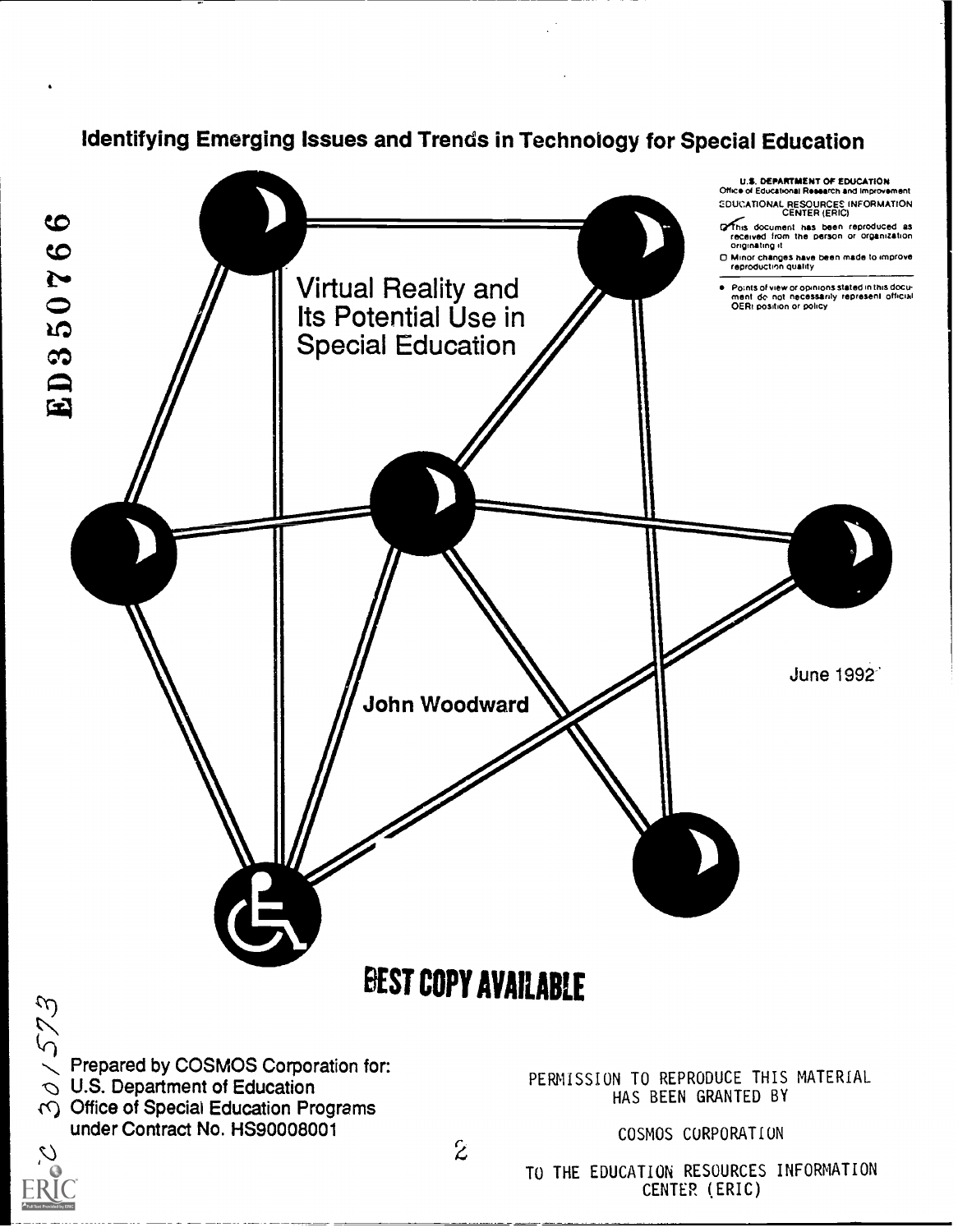## Identifying Emerging Issues and Trends in Technology for Special Education

ED350766

U.S. DEPARTMENT OF EDUCATION
Office of Educational Research and Improvement
EDUCATIONAL RESOURCES INFORMATION CENTER (ERIC)

This document has been reproduced as received from the person or organization originating it

Minor changes have been made to improve reproduction quality

Points of view or opinions stated in this document do not necessarily represent official OERI position or policy

# Virtual Reality and Its Potential Use in Special Education

June 1992

John Woodward

BEST COPY AVAILABLE

Prepared by COSMOS Corporation for:
U.S. Department of Education
Office of Special Education Programs
under Contract No. HS90008001

PERMISSION TO REPRODUCE THIS MATERIAL HAS BEEN GRANTED BY

COSMOS CORPORATION

TO THE EDUCATION RESOURCES INFORMATION CENTER (ERIC)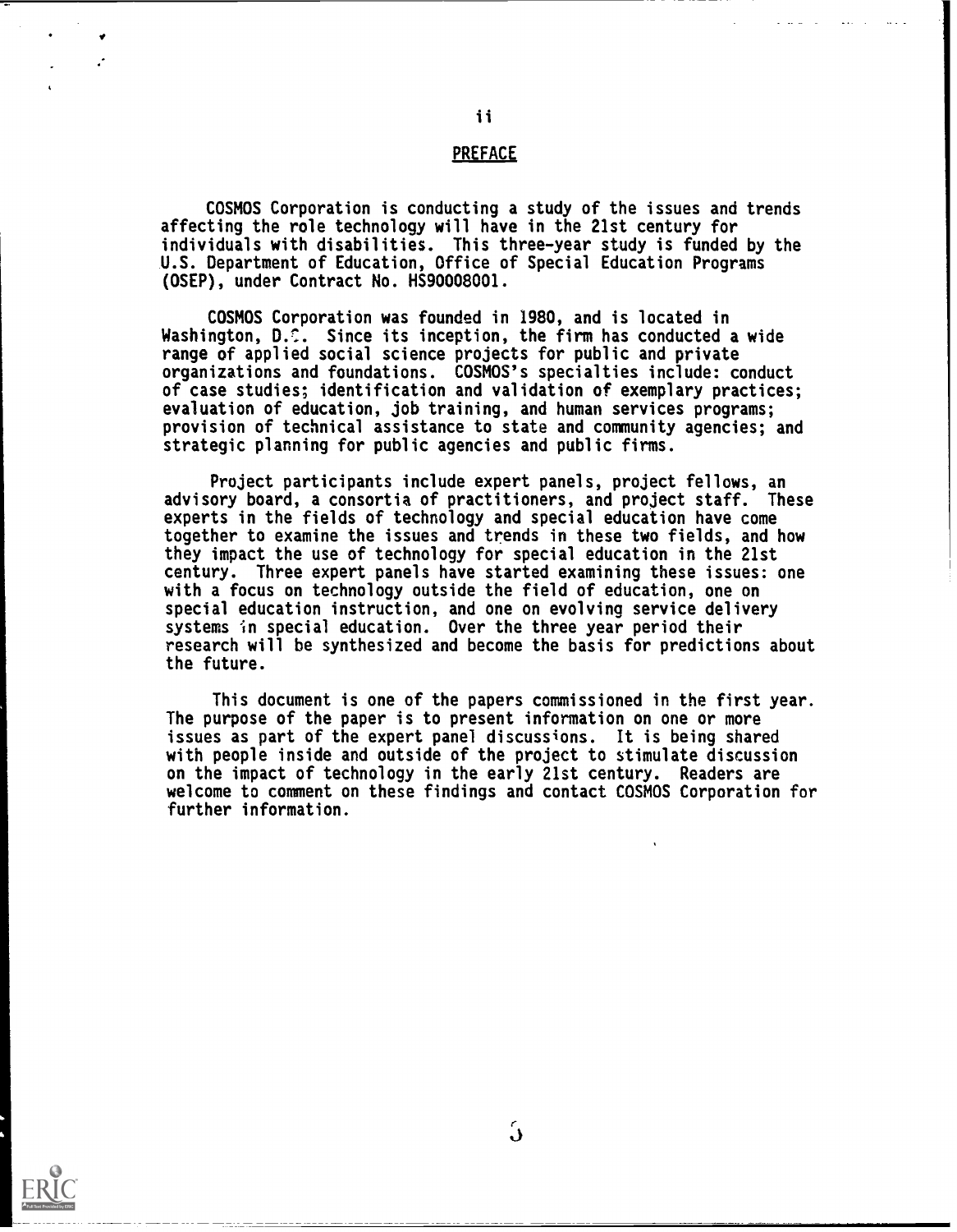## PREFACE

COSMOS Corporation is conducting a study of the issues and trends affecting the role technology will have in the 21st century for individuals with disabilities. This three-year study is funded by the U.S. Department of Education, Office of Special Education Programs (OSEP), under Contract No. HS90008001.

COSMOS Corporation was founded in 1980, and is located in Washington, D.C. Since its inception, the firm has conducted a wide range of applied social science projects for public and private organizations and foundations. COSMOS's specialties include: conduct of case studies; identification and validation of exemplary practices; evaluation of education, job training, and human services programs; provision of technical assistance to state and community agencies; and strategic planning for public agencies and public firms.

Project participants include expert panels, project fellows, an advisory board, a consortia of practitioners, and project staff. These experts in the fields of technology and special education have come together to examine the issues and trends in these two fields, and how they impact the use of technology for special education in the 21st century. Three expert panels have started examining these issues: one with a focus on technology outside the field of education, one on special education instruction, and one on evolving service delivery systems in special education. Over the three year period their research will be synthesized and become the basis for predictions about the future.

This document is one of the papers commissioned in the first year. The purpose of the paper is to present information on one or more issues as part of the expert panel discussions. It is being shared with people inside and outside of the project to stimulate discussion on the impact of technology in the early 21st century. Readers are welcome to comment on these findings and contact COSMOS Corporation for further information.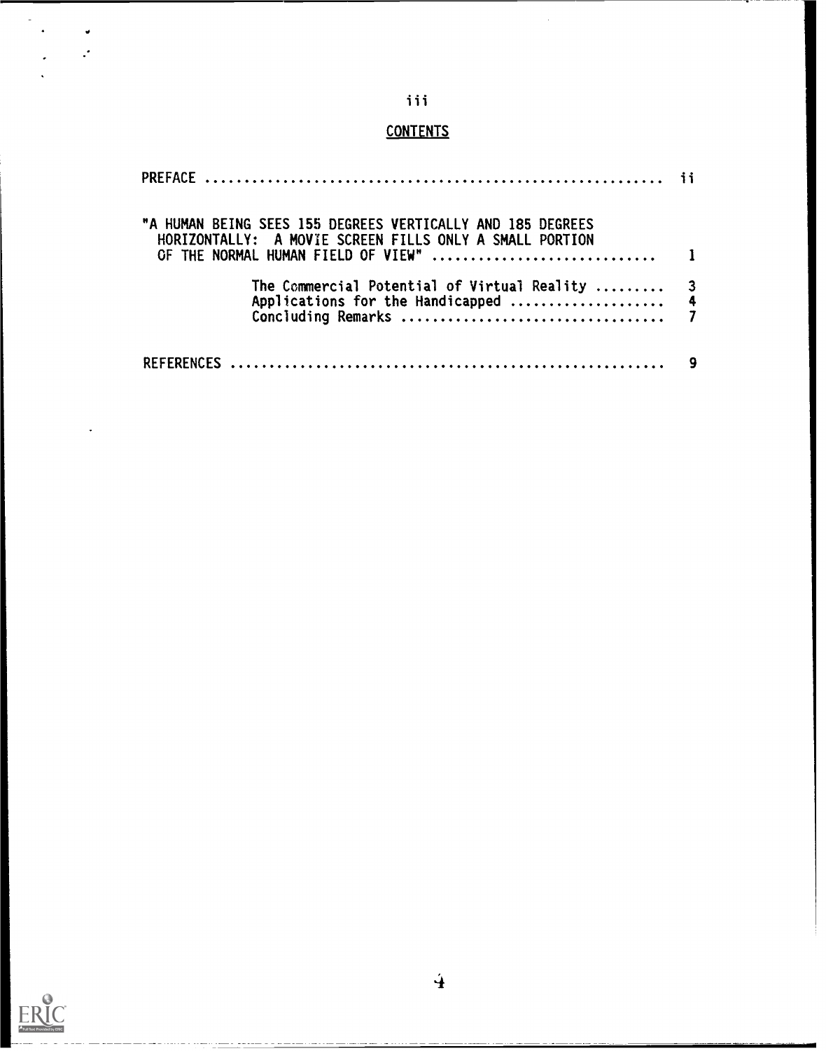## CONTENTS

PREFACE ........................................................ ii

"A HUMAN BEING SEES 155 DEGREES VERTICALLY AND 185 DEGREES HORIZONTALLY: A MOVIE SCREEN FILLS ONLY A SMALL PORTION OF THE NORMAL HUMAN FIELD OF VIEW" ........................................ 1

- The Commercial Potential of Virtual Reality ......... 3
- Applications for the Handicapped .................... 4
- Concluding Remarks .................................. 7

REFERENCES ..................................................... 9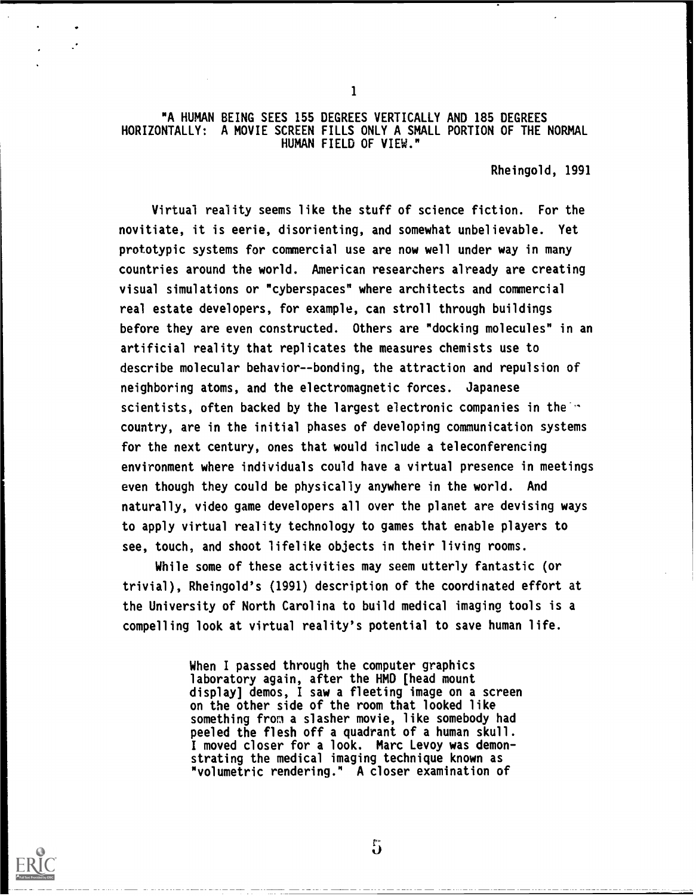"A HUMAN BEING SEES 155 DEGREES VERTICALLY AND 185 DEGREES HORIZONTALLY: A MOVIE SCREEN FILLS ONLY A SMALL PORTION OF THE NORMAL HUMAN FIELD OF VIEW."

Rheingold, 1991

Virtual reality seems like the stuff of science fiction. For the novitiate, it is eerie, disorienting, and somewhat unbelievable. Yet prototypic systems for commercial use are now well under way in many countries around the world. American researchers already are creating visual simulations or "cyberspaces" where architects and commercial real estate developers, for example, can stroll through buildings before they are even constructed. Others are "docking molecules" in an artificial reality that replicates the measures chemists use to describe molecular behavior--bonding, the attraction and repulsion of neighboring atoms, and the electromagnetic forces. Japanese scientists, often backed by the largest electronic companies in the country, are in the initial phases of developing communication systems for the next century, ones that would include a teleconferencing environment where individuals could have a virtual presence in meetings even though they could be physically anywhere in the world. And naturally, video game developers all over the planet are devising ways to apply virtual reality technology to games that enable players to see, touch, and shoot lifelike objects in their living rooms.

While some of these activities may seem utterly fantastic (or trivial), Rheingold's (1991) description of the coordinated effort at the University of North Carolina to build medical imaging tools is a compelling look at virtual reality's potential to save human life.

> When I passed through the computer graphics laboratory again, after the HMD [head mount display] demos, I saw a fleeting image on a screen on the other side of the room that looked like something from a slasher movie, like somebody had peeled the flesh off a quadrant of a human skull. I moved closer for a look. Marc Levoy was demonstrating the medical imaging technique known as "volumetric rendering." A closer examination of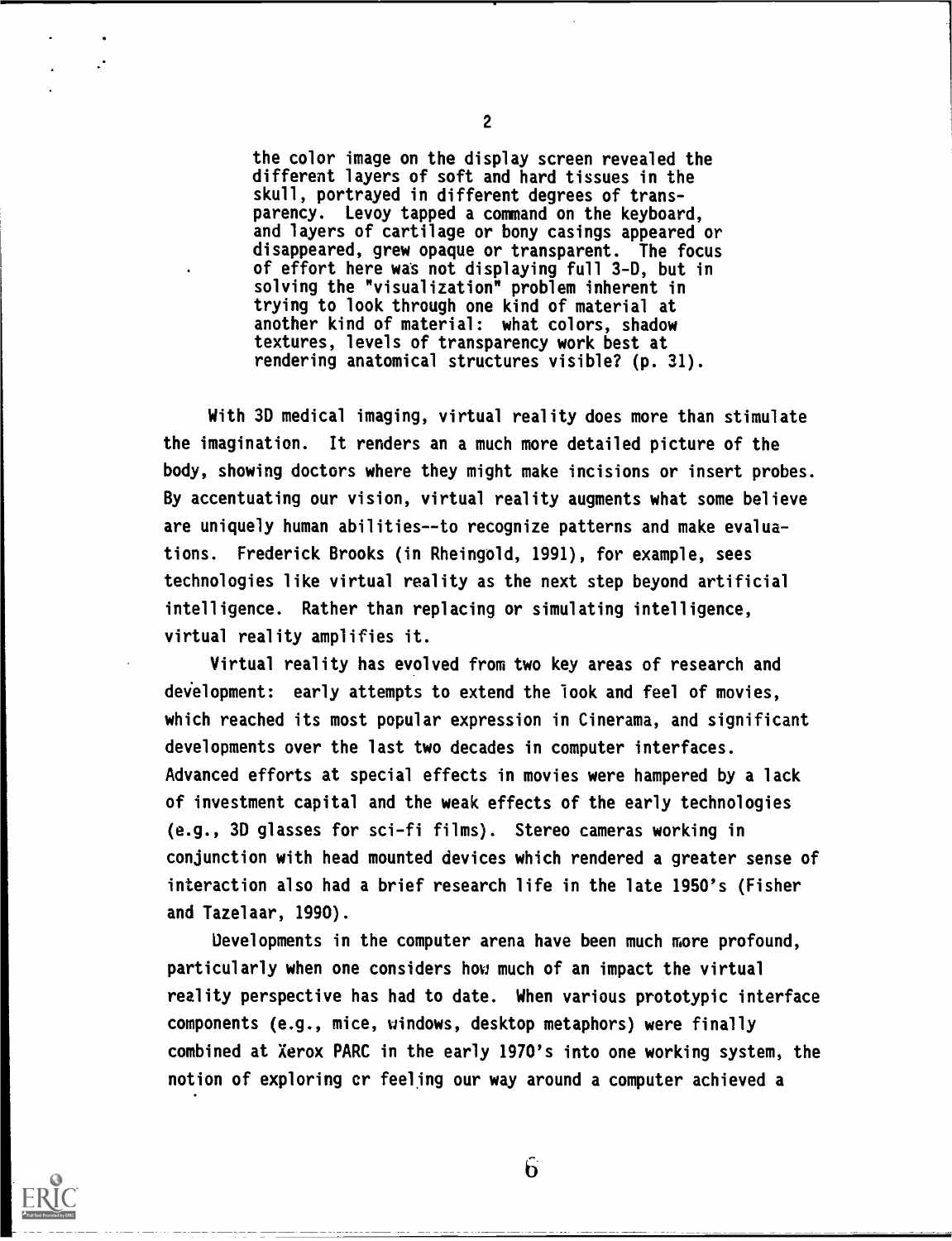> the color image on the display screen revealed the different layers of soft and hard tissues in the skull, portrayed in different degrees of transparency. Levoy tapped a command on the keyboard, and layers of cartilage or bony casings appeared or disappeared, grew opaque or transparent. The focus of effort here was not displaying full 3-D, but in solving the "visualization" problem inherent in trying to look through one kind of material at another kind of material: what colors, shadow textures, levels of transparency work best at rendering anatomical structures visible? (p. 31).

With 3D medical imaging, virtual reality does more than stimulate the imagination. It renders an a much more detailed picture of the body, showing doctors where they might make incisions or insert probes. By accentuating our vision, virtual reality augments what some believe are uniquely human abilities--to recognize patterns and make evaluations. Frederick Brooks (in Rheingold, 1991), for example, sees technologies like virtual reality as the next step beyond artificial intelligence. Rather than replacing or simulating intelligence, virtual reality amplifies it.

Virtual reality has evolved from two key areas of research and development: early attempts to extend the look and feel of movies, which reached its most popular expression in Cinerama, and significant developments over the last two decades in computer interfaces. Advanced efforts at special effects in movies were hampered by a lack of investment capital and the weak effects of the early technologies (e.g., 3D glasses for sci-fi films). Stereo cameras working in conjunction with head mounted devices which rendered a greater sense of interaction also had a brief research life in the late 1950's (Fisher and Tazelaar, 1990).

Developments in the computer arena have been much more profound, particularly when one considers how much of an impact the virtual reality perspective has had to date. When various prototypic interface components (e.g., mice, windows, desktop metaphors) were finally combined at Xerox PARC in the early 1970's into one working system, the notion of exploring or feeling our way around a computer achieved a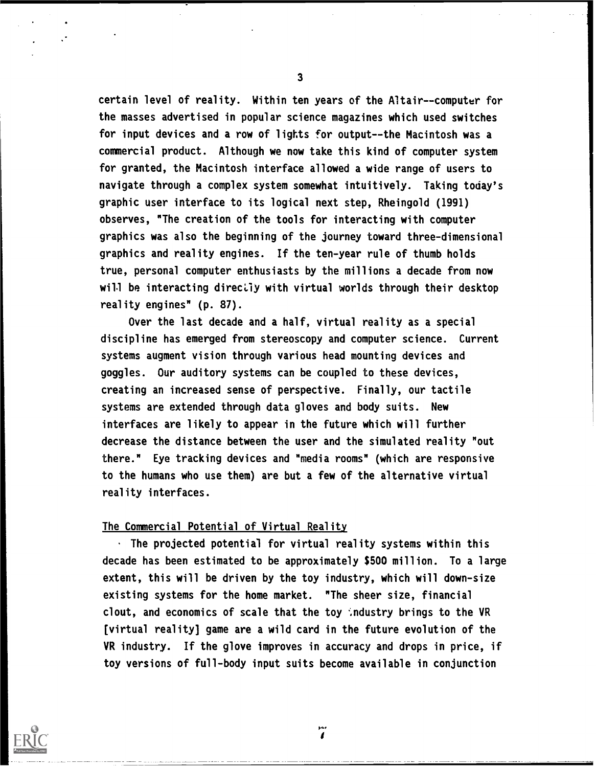certain level of reality. Within ten years of the Altair--computer for the masses advertised in popular science magazines which used switches for input devices and a row of lights for output--the Macintosh was a commercial product. Although we now take this kind of computer system for granted, the Macintosh interface allowed a wide range of users to navigate through a complex system somewhat intuitively. Taking today's graphic user interface to its logical next step, Rheingold (1991) observes, "The creation of the tools for interacting with computer graphics was also the beginning of the journey toward three-dimensional graphics and reality engines. If the ten-year rule of thumb holds true, personal computer enthusiasts by the millions a decade from now will be interacting directly with virtual worlds through their desktop reality engines" (p. 87).

Over the last decade and a half, virtual reality as a special discipline has emerged from stereoscopy and computer science. Current systems augment vision through various head mounting devices and goggles. Our auditory systems can be coupled to these devices, creating an increased sense of perspective. Finally, our tactile systems are extended through data gloves and body suits. New interfaces are likely to appear in the future which will further decrease the distance between the user and the simulated reality "out there." Eye tracking devices and "media rooms" (which are responsive to the humans who use them) are but a few of the alternative virtual reality interfaces.

## The Commercial Potential of Virtual Reality

The projected potential for virtual reality systems within this decade has been estimated to be approximately $500 million. To a large extent, this will be driven by the toy industry, which will down-size existing systems for the home market. "The sheer size, financial clout, and economics of scale that the toy industry brings to the VR [virtual reality] game are a wild card in the future evolution of the VR industry. If the glove improves in accuracy and drops in price, if toy versions of full-body input suits become available in conjunction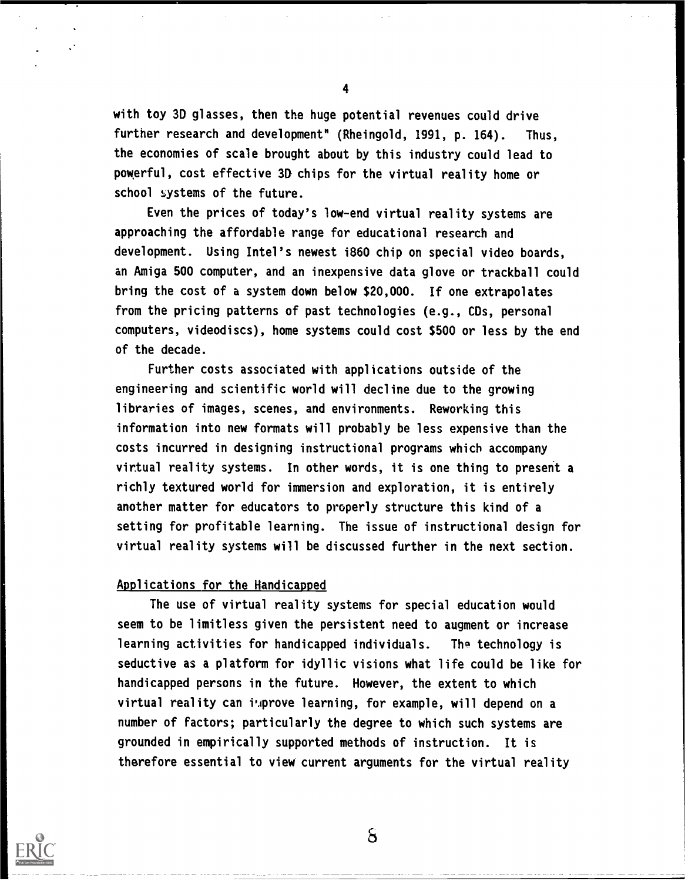with toy 3D glasses, then the huge potential revenues could drive further research and development" (Rheingold, 1991, p. 164). Thus, the economies of scale brought about by this industry could lead to powerful, cost effective 3D chips for the virtual reality home or school systems of the future.

Even the prices of today's low-end virtual reality systems are approaching the affordable range for educational research and development. Using Intel's newest i860 chip on special video boards, an Amiga 500 computer, and an inexpensive data glove or trackball could bring the cost of a system down below $20,000. If one extrapolates from the pricing patterns of past technologies (e.g., CDs, personal computers, videodiscs), home systems could cost $500 or less by the end of the decade.

Further costs associated with applications outside of the engineering and scientific world will decline due to the growing libraries of images, scenes, and environments. Reworking this information into new formats will probably be less expensive than the costs incurred in designing instructional programs which accompany virtual reality systems. In other words, it is one thing to present a richly textured world for immersion and exploration, it is entirely another matter for educators to properly structure this kind of a setting for profitable learning. The issue of instructional design for virtual reality systems will be discussed further in the next section.

## Applications for the Handicapped

The use of virtual reality systems for special education would seem to be limitless given the persistent need to augment or increase learning activities for handicapped individuals. The technology is seductive as a platform for idyllic visions what life could be like for handicapped persons in the future. However, the extent to which virtual reality can improve learning, for example, will depend on a number of factors; particularly the degree to which such systems are grounded in empirically supported methods of instruction. It is therefore essential to view current arguments for the virtual reality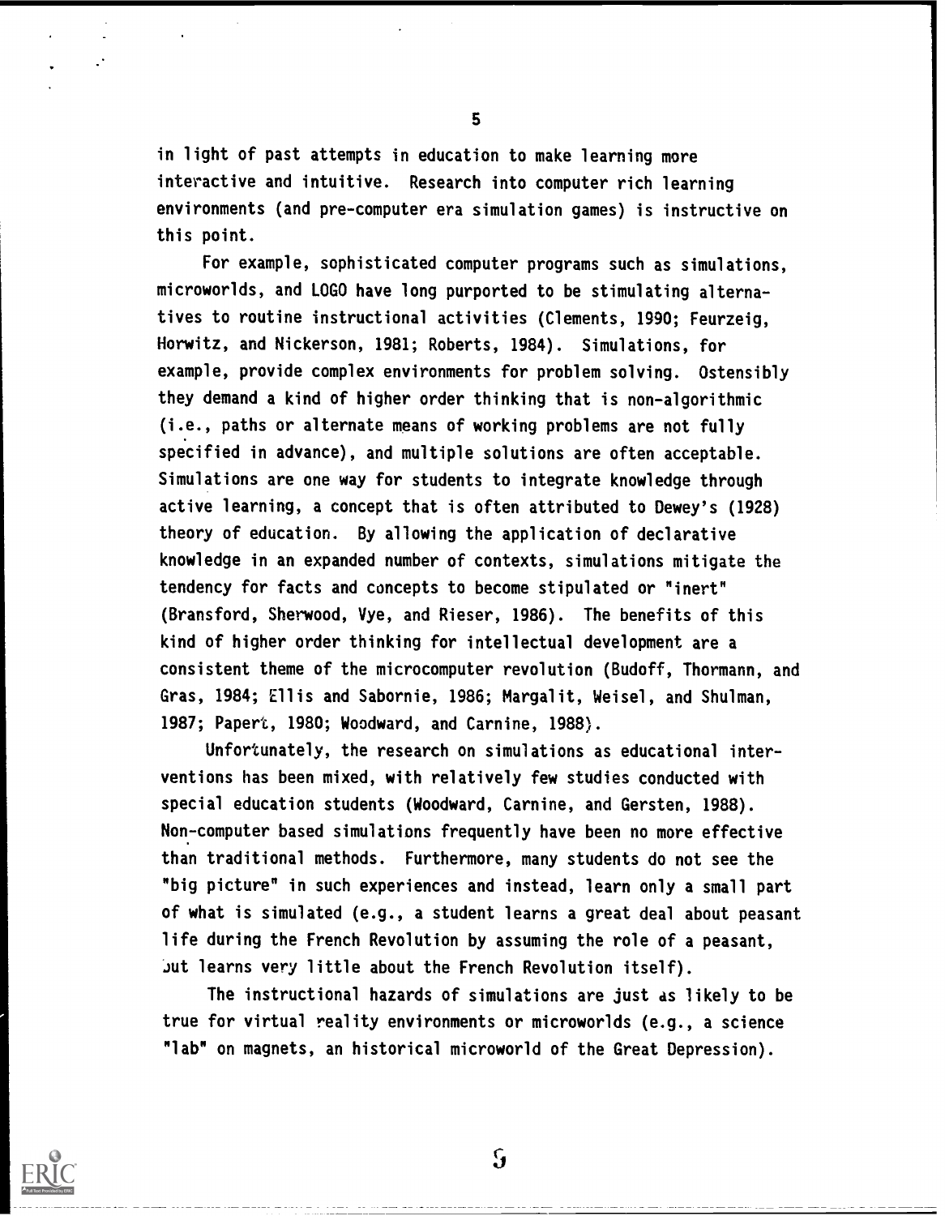in light of past attempts in education to make learning more interactive and intuitive. Research into computer rich learning environments (and pre-computer era simulation games) is instructive on this point.

For example, sophisticated computer programs such as simulations, microworlds, and LOGO have long purported to be stimulating alternatives to routine instructional activities (Clements, 1990; Feurzeig, Horwitz, and Nickerson, 1981; Roberts, 1984). Simulations, for example, provide complex environments for problem solving. Ostensibly they demand a kind of higher order thinking that is non-algorithmic (i.e., paths or alternate means of working problems are not fully specified in advance), and multiple solutions are often acceptable. Simulations are one way for students to integrate knowledge through active learning, a concept that is often attributed to Dewey's (1928) theory of education. By allowing the application of declarative knowledge in an expanded number of contexts, simulations mitigate the tendency for facts and concepts to become stipulated or "inert" (Bransford, Sherwood, Vye, and Rieser, 1986). The benefits of this kind of higher order thinking for intellectual development are a consistent theme of the microcomputer revolution (Budoff, Thormann, and Gras, 1984; Ellis and Sabornie, 1986; Margalit, Weisel, and Shulman, 1987; Papert, 1980; Woodward, and Carnine, 1988).

Unfortunately, the research on simulations as educational interventions has been mixed, with relatively few studies conducted with special education students (Woodward, Carnine, and Gersten, 1988). Non-computer based simulations frequently have been no more effective than traditional methods. Furthermore, many students do not see the "big picture" in such experiences and instead, learn only a small part of what is simulated (e.g., a student learns a great deal about peasant life during the French Revolution by assuming the role of a peasant, but learns very little about the French Revolution itself).

The instructional hazards of simulations are just as likely to be true for virtual reality environments or microworlds (e.g., a science "lab" on magnets, an historical microworld of the Great Depression).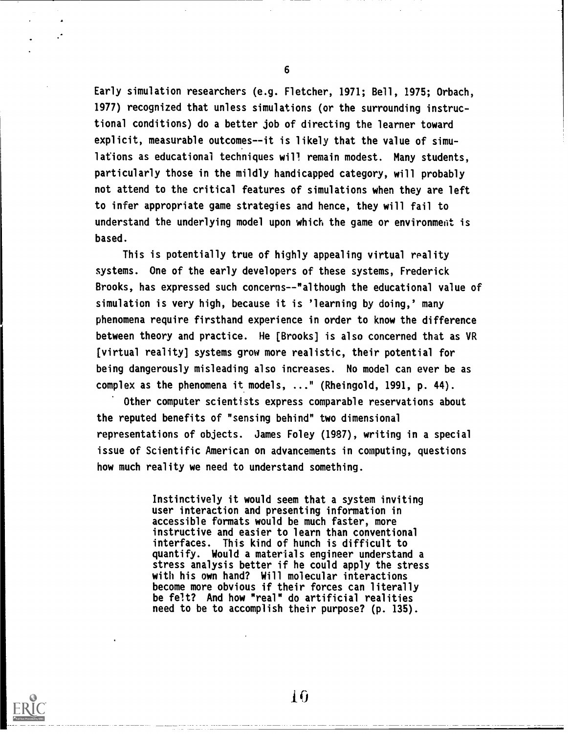Early simulation researchers (e.g. Fletcher, 1971; Bell, 1975; Orbach, 1977) recognized that unless simulations (or the surrounding instructional conditions) do a better job of directing the learner toward explicit, measurable outcomes--it is likely that the value of simulations as educational techniques will remain modest. Many students, particularly those in the mildly handicapped category, will probably not attend to the critical features of simulations when they are left to infer appropriate game strategies and hence, they will fail to understand the underlying model upon which the game or environment is based.

This is potentially true of highly appealing virtual reality systems. One of the early developers of these systems, Frederick Brooks, has expressed such concerns--"although the educational value of simulation is very high, because it is 'learning by doing,' many phenomena require firsthand experience in order to know the difference between theory and practice. He [Brooks] is also concerned that as VR [virtual reality] systems grow more realistic, their potential for being dangerously misleading also increases. No model can ever be as complex as the phenomena it models, ..." (Rheingold, 1991, p. 44).

Other computer scientists express comparable reservations about the reputed benefits of "sensing behind" two dimensional representations of objects. James Foley (1987), writing in a special issue of Scientific American on advancements in computing, questions how much reality we need to understand something.

> Instinctively it would seem that a system inviting user interaction and presenting information in accessible formats would be much faster, more instructive and easier to learn than conventional interfaces. This kind of hunch is difficult to quantify. Would a materials engineer understand a stress analysis better if he could apply the stress with his own hand? Will molecular interactions become more obvious if their forces can literally be felt? And how "real" do artificial realities need to be to accomplish their purpose? (p. 135).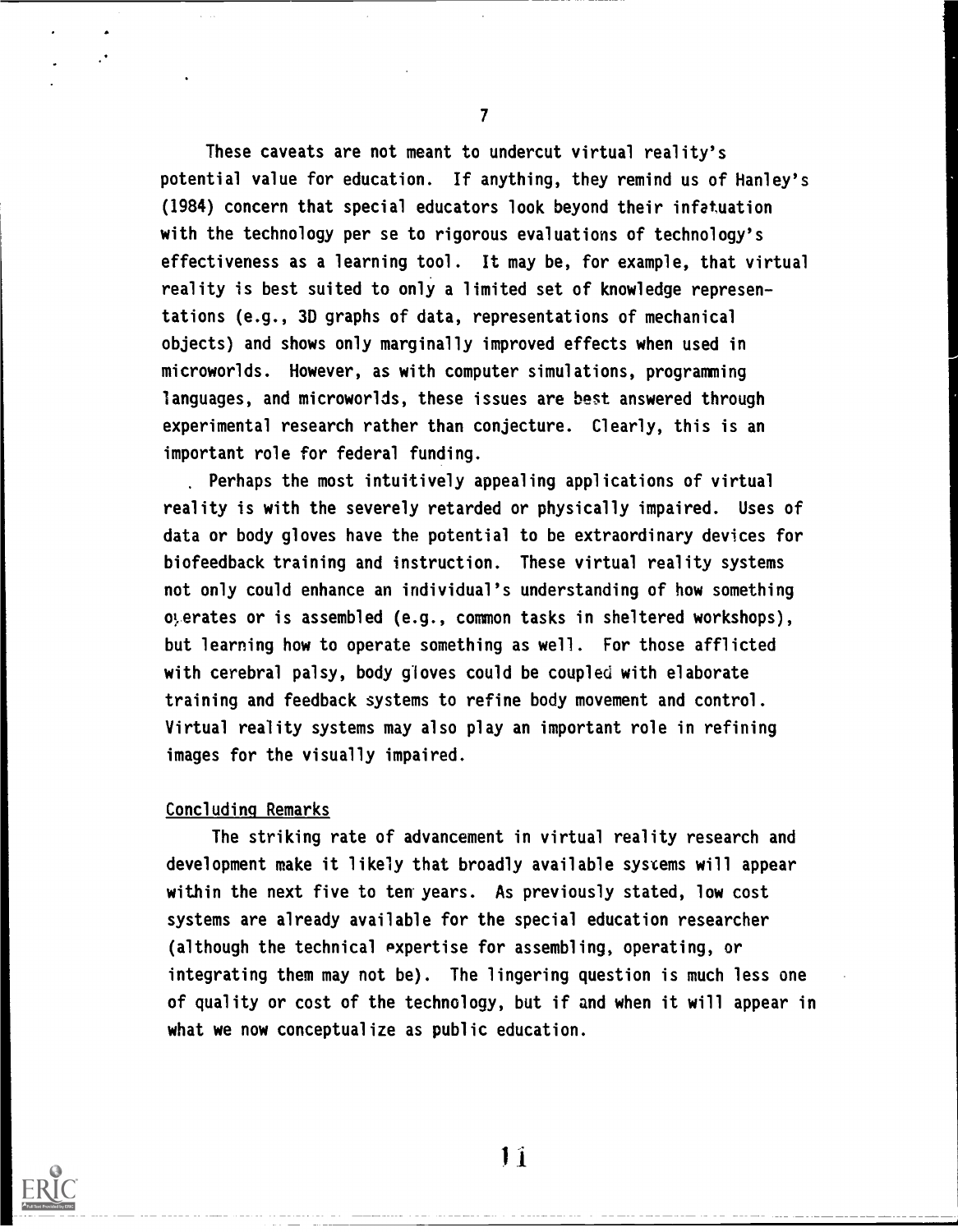These caveats are not meant to undercut virtual reality's potential value for education. If anything, they remind us of Hanley's (1984) concern that special educators look beyond their infatuation with the technology per se to rigorous evaluations of technology's effectiveness as a learning tool. It may be, for example, that virtual reality is best suited to only a limited set of knowledge representations (e.g., 3D graphs of data, representations of mechanical objects) and shows only marginally improved effects when used in microworlds. However, as with computer simulations, programming languages, and microworlds, these issues are best answered through experimental research rather than conjecture. Clearly, this is an important role for federal funding.

Perhaps the most intuitively appealing applications of virtual reality is with the severely retarded or physically impaired. Uses of data or body gloves have the potential to be extraordinary devices for biofeedback training and instruction. These virtual reality systems not only could enhance an individual's understanding of how something operates or is assembled (e.g., common tasks in sheltered workshops), but learning how to operate something as well. For those afflicted with cerebral palsy, body gloves could be coupled with elaborate training and feedback systems to refine body movement and control. Virtual reality systems may also play an important role in refining images for the visually impaired.

## Concluding Remarks

The striking rate of advancement in virtual reality research and development make it likely that broadly available systems will appear within the next five to ten years. As previously stated, low cost systems are already available for the special education researcher (although the technical expertise for assembling, operating, or integrating them may not be). The lingering question is much less one of quality or cost of the technology, but if and when it will appear in what we now conceptualize as public education.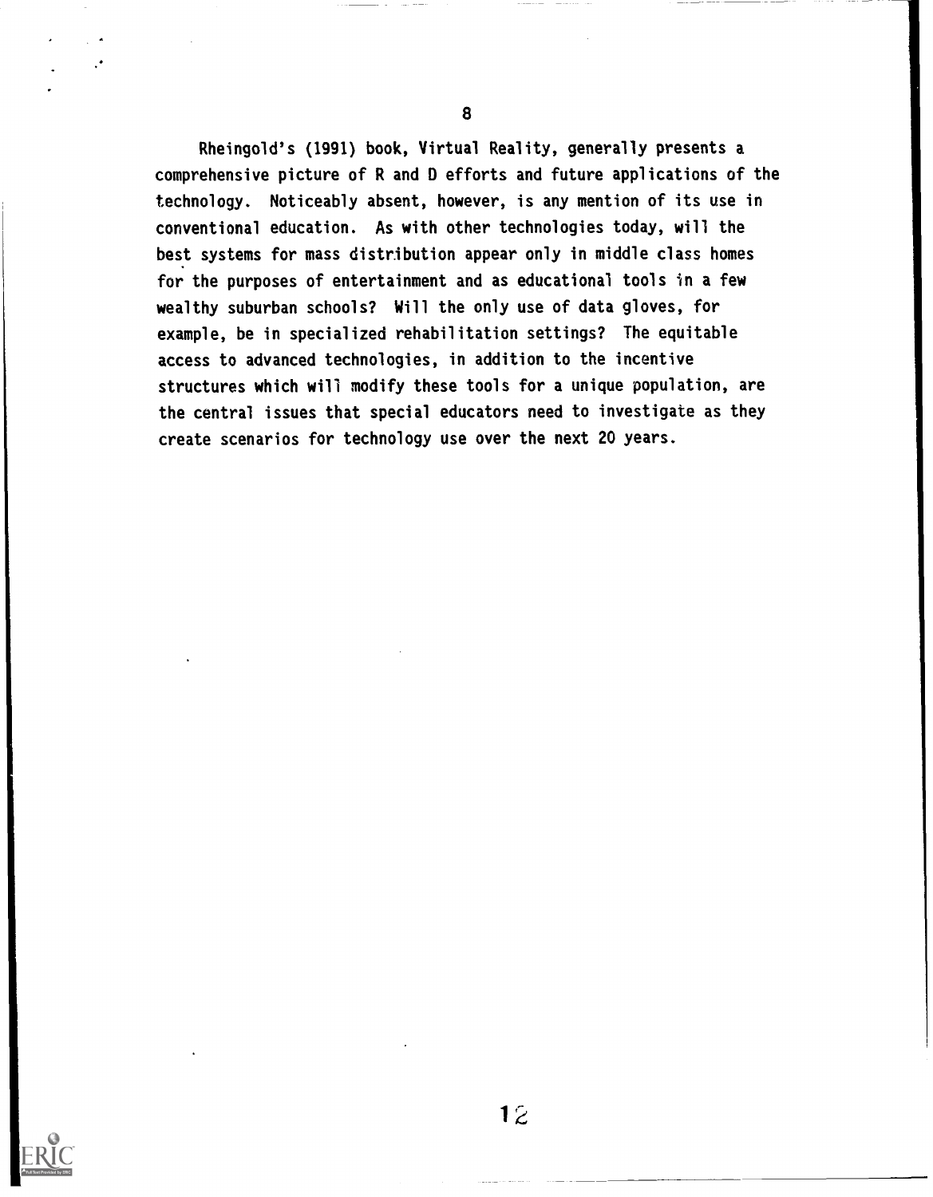Rheingold's (1991) book, Virtual Reality, generally presents a comprehensive picture of R and D efforts and future applications of the technology. Noticeably absent, however, is any mention of its use in conventional education. As with other technologies today, will the best systems for mass distribution appear only in middle class homes for the purposes of entertainment and as educational tools in a few wealthy suburban schools? Will the only use of data gloves, for example, be in specialized rehabilitation settings? The equitable access to advanced technologies, in addition to the incentive structures which will modify these tools for a unique population, are the central issues that special educators need to investigate as they create scenarios for technology use over the next 20 years.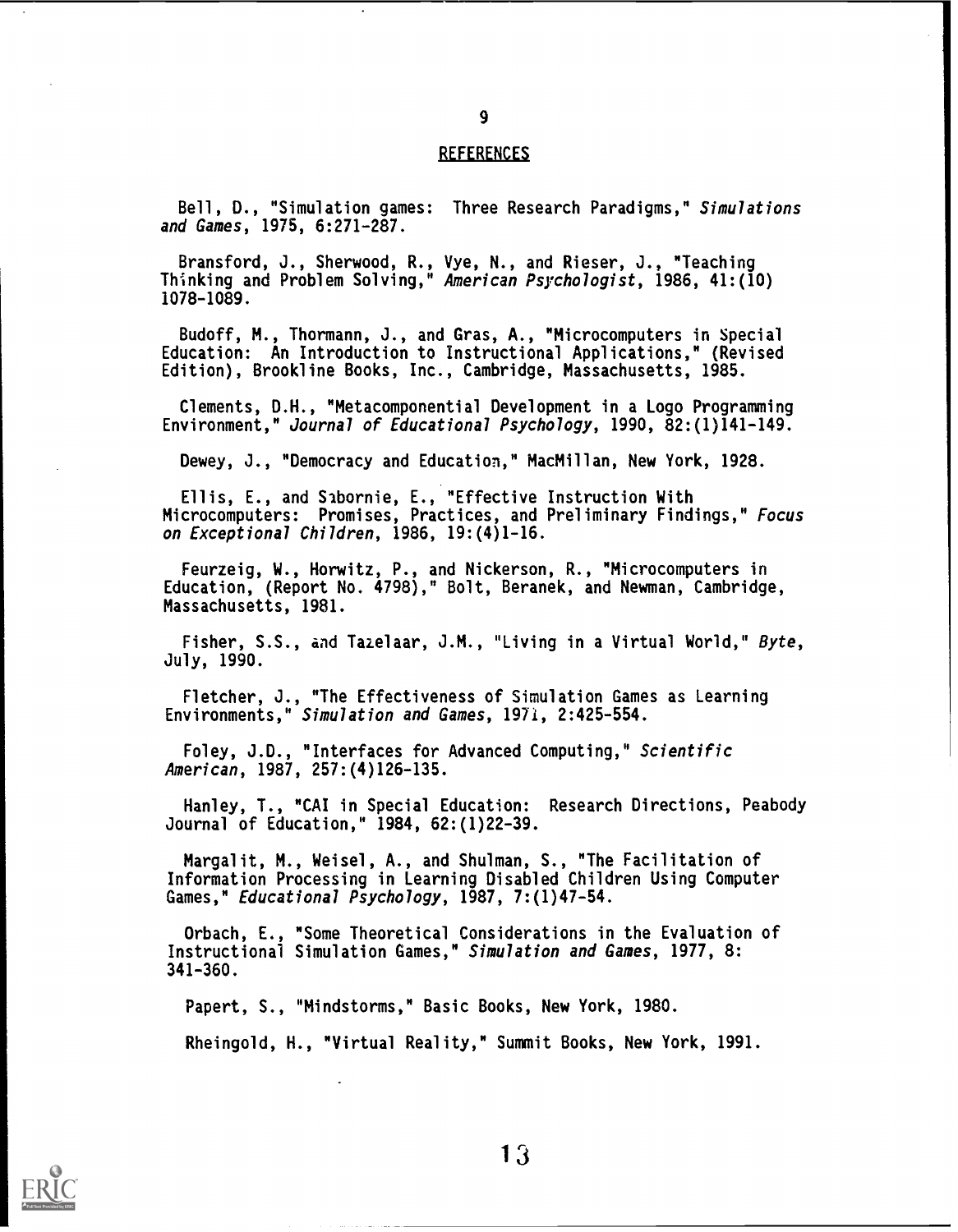## REFERENCES

Bell, D., "Simulation games: Three Research Paradigms," *Simulations and Games*, 1975, 6:271-287.

Bransford, J., Sherwood, R., Vye, N., and Rieser, J., "Teaching Thinking and Problem Solving," *American Psychologist*, 1986, 41:(10) 1078-1089.

Budoff, M., Thormann, J., and Gras, A., "Microcomputers in Special Education: An Introduction to Instructional Applications," (Revised Edition), Brookline Books, Inc., Cambridge, Massachusetts, 1985.

Clements, D.H., "Metacomponential Development in a Logo Programming Environment," *Journal of Educational Psychology*, 1990, 82:(1)141-149.

Dewey, J., "Democracy and Education," MacMillan, New York, 1928.

Ellis, E., and Sabornie, E., "Effective Instruction With Microcomputers: Promises, Practices, and Preliminary Findings," *Focus on Exceptional Children*, 1986, 19:(4)1-16.

Feurzeig, W., Horwitz, P., and Nickerson, R., "Microcomputers in Education, (Report No. 4798)," Bolt, Beranek, and Newman, Cambridge, Massachusetts, 1981.

Fisher, S.S., and Tazelaar, J.M., "Living in a Virtual World," *Byte*, July, 1990.

Fletcher, J., "The Effectiveness of Simulation Games as Learning Environments," *Simulation and Games*, 1971, 2:425-554.

Foley, J.D., "Interfaces for Advanced Computing," *Scientific American*, 1987, 257:(4)126-135.

Hanley, T., "CAI in Special Education: Research Directions, Peabody Journal of Education," 1984, 62:(1)22-39.

Margalit, M., Weisel, A., and Shulman, S., "The Facilitation of Information Processing in Learning Disabled Children Using Computer Games," *Educational Psychology*, 1987, 7:(1)47-54.

Orbach, E., "Some Theoretical Considerations in the Evaluation of Instructional Simulation Games," *Simulation and Games*, 1977, 8: 341-360.

Papert, S., "Mindstorms," Basic Books, New York, 1980.

Rheingold, H., "Virtual Reality," Summit Books, New York, 1991.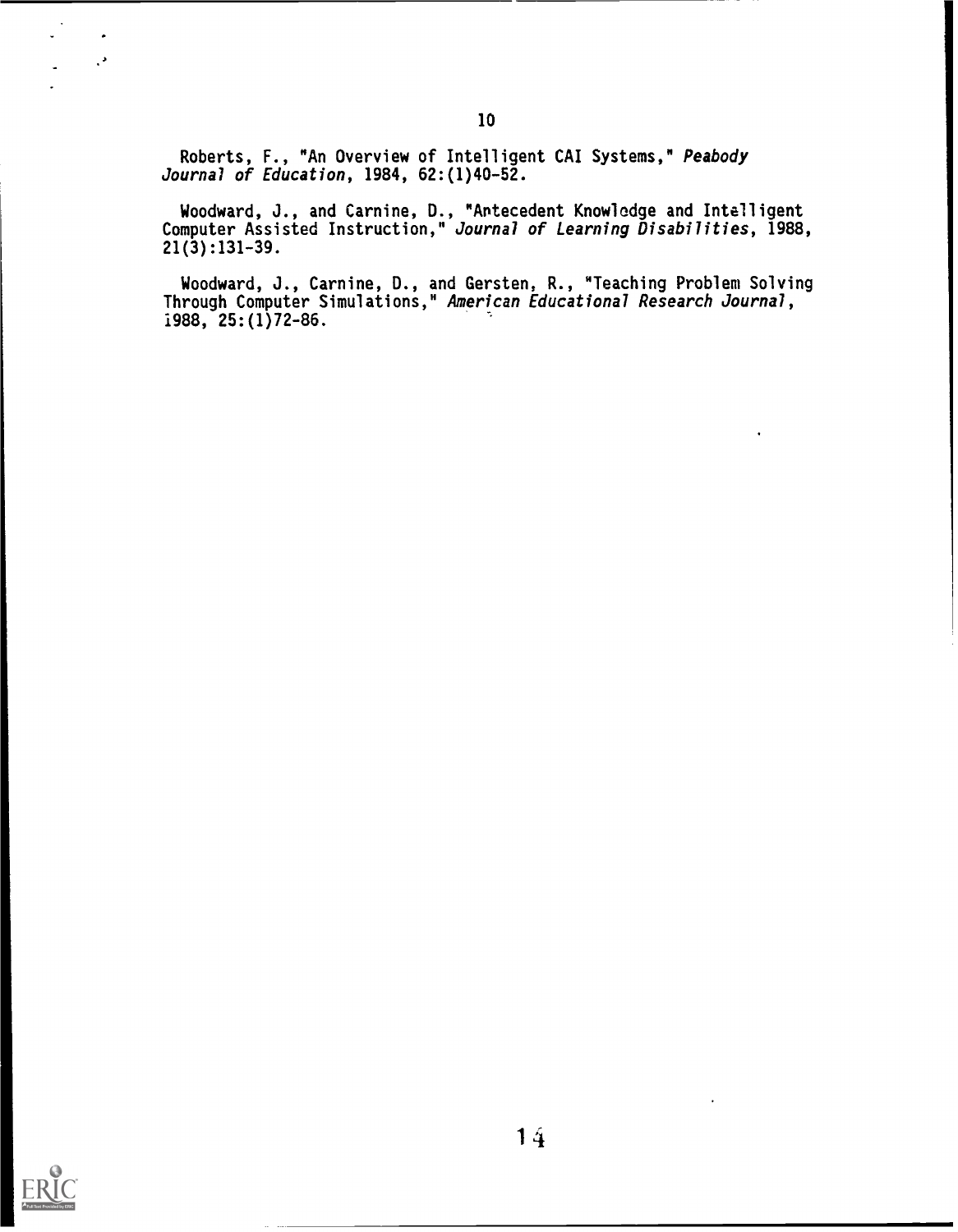Roberts, F., "An Overview of Intelligent CAI Systems," *Peabody Journal of Education*, 1984, 62:(1)40-52.

Woodward, J., and Carnine, D., "Antecedent Knowledge and Intelligent Computer Assisted Instruction," *Journal of Learning Disabilities*, 1988, 21(3):131-39.

Woodward, J., Carnine, D., and Gersten, R., "Teaching Problem Solving Through Computer Simulations," *American Educational Research Journal*, 1988, 25:(1)72-86.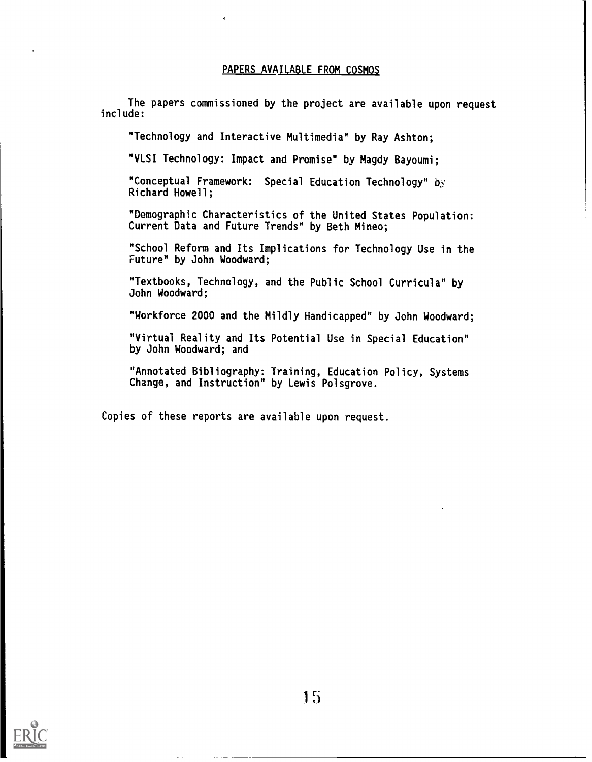## PAPERS AVAILABLE FROM COSMOS

The papers commissioned by the project are available upon request include:

"Technology and Interactive Multimedia" by Ray Ashton;

"VLSI Technology: Impact and Promise" by Magdy Bayoumi;

"Conceptual Framework: Special Education Technology" by Richard Howell;

"Demographic Characteristics of the United States Population: Current Data and Future Trends" by Beth Mineo;

"School Reform and Its Implications for Technology Use in the Future" by John Woodward;

"Textbooks, Technology, and the Public School Curricula" by John Woodward;

"Workforce 2000 and the Mildly Handicapped" by John Woodward;

"Virtual Reality and Its Potential Use in Special Education" by John Woodward; and

"Annotated Bibliography: Training, Education Policy, Systems Change, and Instruction" by Lewis Polsgrove.

Copies of these reports are available upon request.